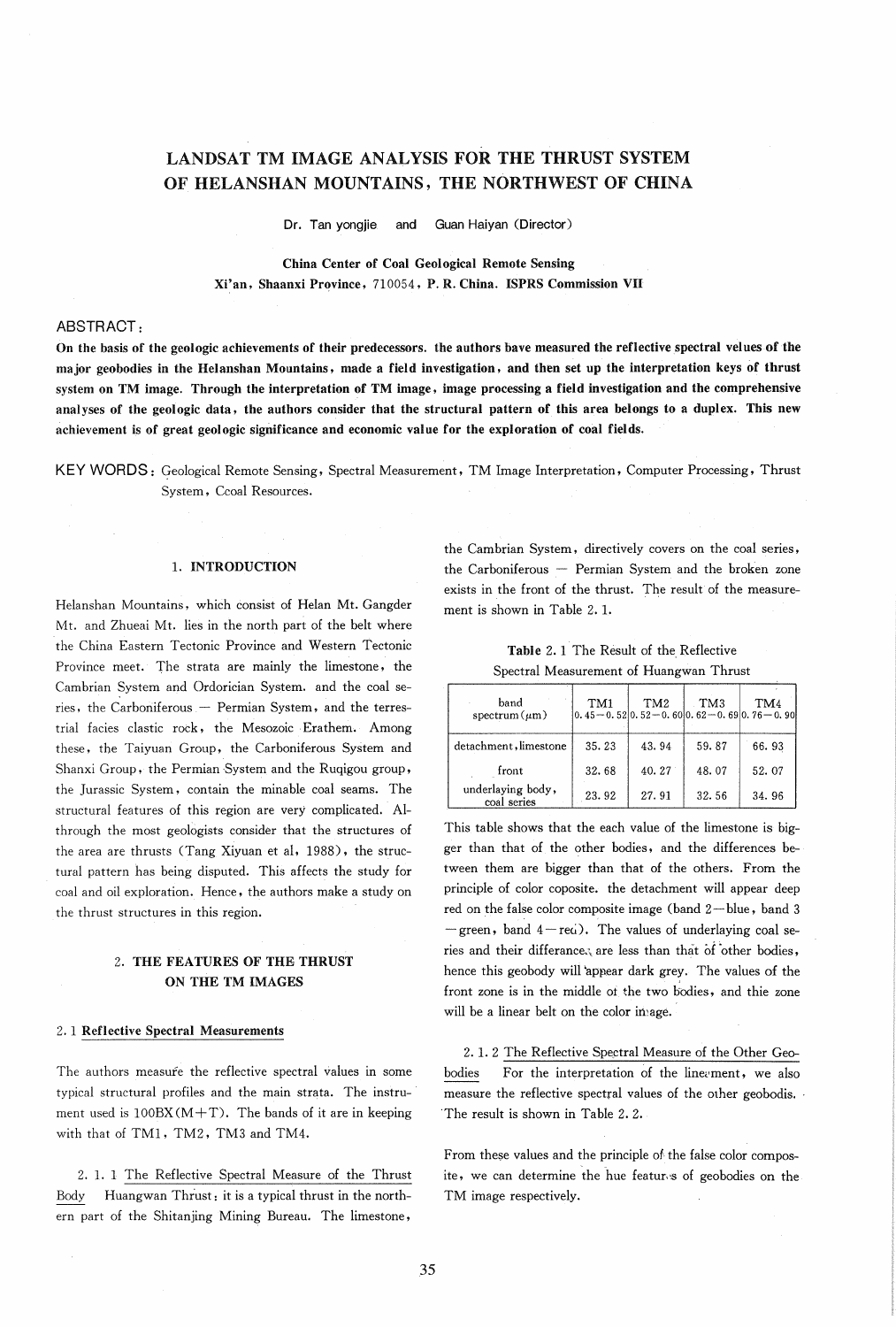# LANDSAT TM IMAGE ANALYSIS FOR THE THRUST SYSTEM OF HELANSHAN MOUNTAINS, THE NORTHWEST OF CHINA

Dr. Tan yongjie and Guan Haiyan (Director)

**China Center of Coal Geological Remote Sensing**
**Xi'an, Shaanxi Province, 710054, P. R. China. ISPRS Commission VII**

## ABSTRACT:

**On the basis of the geologic achievements of their predecessors. the authors bave measured the reflective spectral velues of the major geobodies in the Helanshan Mountains, made a field investigation, and then set up the interpretation keys of thrust system on TM image. Through the interpretation of TM image, image processing a field investigation and the comprehensive analyses of the geologic data, the authors consider that the structural pattern of this area belongs to a duplex. This new achievement is of great geologic significance and economic value for the exploration of coal fields.**

**KEY WORDS:** Geological Remote Sensing, Spectral Measurement, TM Image Interpretation, Computer Processing, Thrust System, Ccoal Resources.

## 1. INTRODUCTION

Helanshan Mountains, which consist of Helan Mt. Gangder Mt. and Zhueai Mt. lies in the north part of the belt where the China Eastern Tectonic Province and Western Tectonic Province meet. The strata are mainly the limestone, the Cambrian System and Ordorician System. and the coal series, the Carboniferous — Permian System, and the terrestrial facies clastic rock, the Mesozoic Erathem. Among these, the Taiyuan Group, the Carboniferous System and Shanxi Group, the Permian System and the Ruqigou group, the Jurassic System, contain the minable coal seams. The structural features of this region are very complicated. Although the most geologists consider that the structures of the area are thrusts (Tang Xiyuan et al, 1988), the structural pattern has being disputed. This affects the study for coal and oil exploration. Hence, the authors make a study on the thrust structures in this region.

## 2. THE FEATURES OF THE THRUST ON THE TM IMAGES

### 2.1 Reflective Spectral Measurements

The authors measure the reflective spectral values in some typical structural profiles and the main strata. The instrument used is 100BX(M+T). The bands of it are in keeping with that of TM1, TM2, TM3 and TM4.

2.1.1 The Reflective Spectral Measure of the Thrust Body Huangwan Thrust: it is a typical thrust in the northern part of the Shitanjing Mining Bureau. The limestone, the Cambrian System, directively covers on the coal series, the Carboniferous — Permian System and the broken zone exists in the front of the thrust. The result of the measurement is shown in Table 2.1.

**Table 2.1** The Result of the Reflective Spectral Measurement of Huangwan Thrust

| band spectrum (μm) | TM1 0.45—0.52 | TM2 0.52—0.60 | TM3 0.62—0.69 | TM4 0.76—0.90 |
|---|---|---|---|---|
| detachment, limestone | 35.23 | 43.94 | 59.87 | 66.93 |
| front | 32.68 | 40.27 | 48.07 | 52.07 |
| underlaying body, coal series | 23.92 | 27.91 | 32.56 | 34.96 |

This table shows that the each value of the limestone is bigger than that of the other bodies, and the differences between them are bigger than that of the others. From the principle of color coposite. the detachment will appear deep red on the false color composite image (band 2—blue, band 3—green, band 4—red). The values of underlaying coal series and their differances are less than that of other bodies, hence this geobody will appear dark grey. The values of the front zone is in the middle of the two bodies, and thie zone will be a linear belt on the color image.

2.1.2 The Reflective Spectral Measure of the Other Geobodies For the interpretation of the lineament, we also measure the reflective spectral values of the other geobodis. The result is shown in Table 2.2.

From these values and the principle of the false color composite, we can determine the hue features of geobodies on the TM image respectively.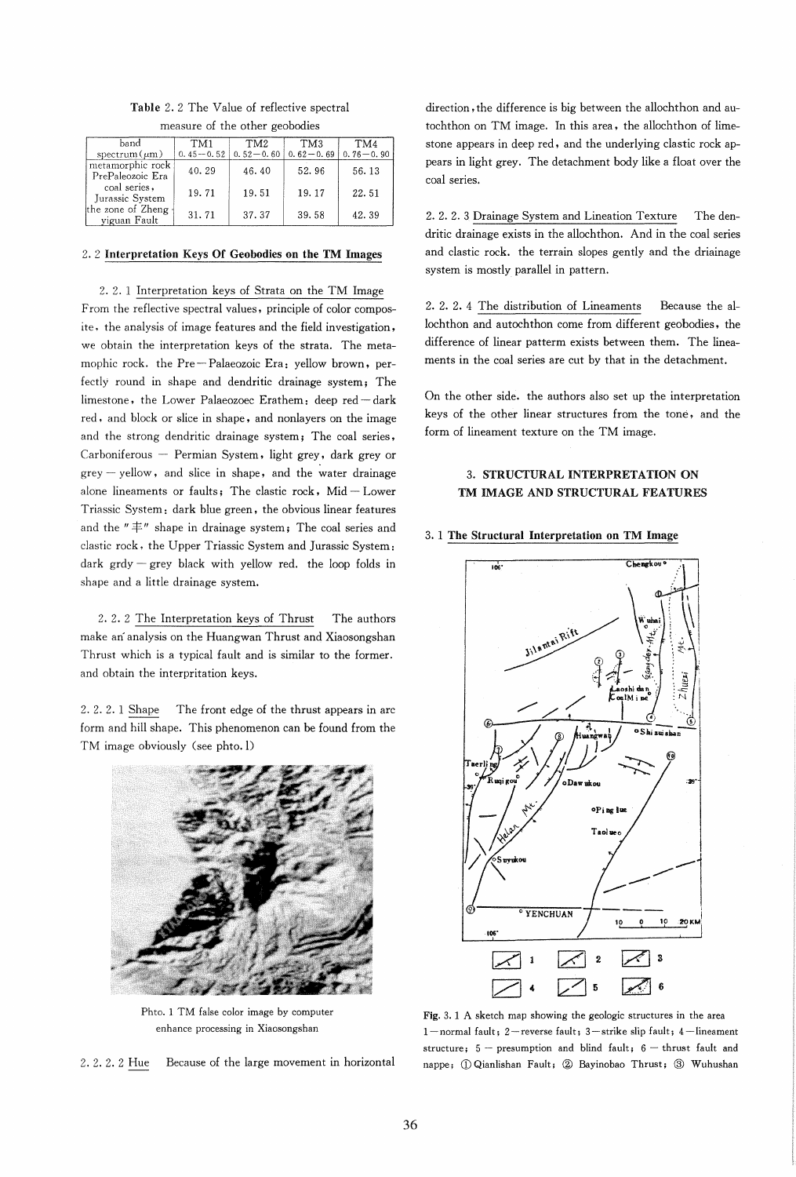Table 2.2 The Value of reflective spectral measure of the other geobodies

| band spectrum(μm) | TM1 0.45−0.52 | TM2 0.52−0.60 | TM3 0.62−0.69 | TM4 0.76−0.90 |
|---|---|---|---|---|
| metamorphic rock PrePaleozoic Era | 40.29 | 46.40 | 52.96 | 56.13 |
| coal series, Jurassic System | 19.71 | 19.51 | 19.17 | 22.51 |
| the zone of Zhengyiguan Fault | 31.71 | 37.37 | 39.58 | 42.39 |

## 2.2 Interpretation Keys Of Geobodies on the TM Images

2.2.1 Interpretation keys of Strata on the TM Image From the reflective spectral values, principle of color composite, the analysis of image features and the field investigation, we obtain the interpretation keys of the strata. The metamophic rock. the Pre−Palaeozoic Era: yellow brown, perfectly round in shape and dendritic drainage system; The limestone, the Lower Palaeozoec Erathem: deep red−dark red, and block or slice in shape, and nonlayers on the image and the strong dendritic drainage system; The coal series, Carboniferous − Permian System, light grey, dark grey or grey−yellow, and slice in shape, and the water drainage alone lineaments or faults; The clastic rock, Mid−Lower Triassic System: dark blue green, the obvious linear features and the "丰" shape in drainage system; The coal series and clastic rock, the Upper Triassic System and Jurassic System: dark grdy−grey black with yellow red. the loop folds in shape and a little drainage system.

2.2.2 The Interpretation keys of Thrust The authors make an analysis on the Huangwan Thrust and Xiaosongshan Thrust which is a typical fault and is similar to the former. and obtain the interpritation keys.

2.2.2.1 Shape The front edge of the thrust appears in arc form and hill shape. This phenomenon can be found from the TM image obviously (see phto. 1)

Phto. 1 TM false color image by computer enhance processing in Xiaosongshan

2.2.2.2 Hue Because of the large movement in horizontal direction, the difference is big between the allochthon and autochthon on TM image. In this area, the allochthon of limestone appears in deep red, and the underlying clastic rock appears in light grey. The detachment body like a float over the coal series.

2.2.2.3 Drainage System and Lineation Texture The dendritic drainage exists in the allochthon. And in the coal series and clastic rock. the terrain slopes gently and the driainage system is mostly parallel in pattern.

2.2.2.4 The distribution of Lineaments Because the allochthon and autochthon come from different geobodies, the difference of linear patterm exists between them. The lineaments in the coal series are cut by that in the detachment.

On the other side. the authors also set up the interpretation keys of the other linear structures from the tone, and the form of lineament texture on the TM image.

## 3. STRUCTURAL INTERPRETATION ON TM IMAGE AND STRUCTURAL FEATURES

### 3.1 The Structural Interpretation on TM Image

106°
Chengkou
Jilantai Rift
Wuhai
Zhuozi Mt.
Laoshidan Coal Mine
Huangwan
Shizuishan
Taerling
Ruqigou
Dawukou
Pingluo
Taoleo
Helan Mt.
Suyukou
YENCHUAN
39°
106°
10 0 10 20KM
① ② ③ ④ ⑤ ⑥ ⑦ ⑧ ⑨ ⑩
1 2 3 4 5 6

Fig. 3.1 A sketch map showing the geologic structures in the area
1−normal fault; 2−reverse fault; 3−strike slip fault; 4−lineament structure; 5 − presumption and blind fault; 6 − thrust fault and nappe; ① Qianlishan Fault; ② Bayinobao Thrust; ③ Wuhushan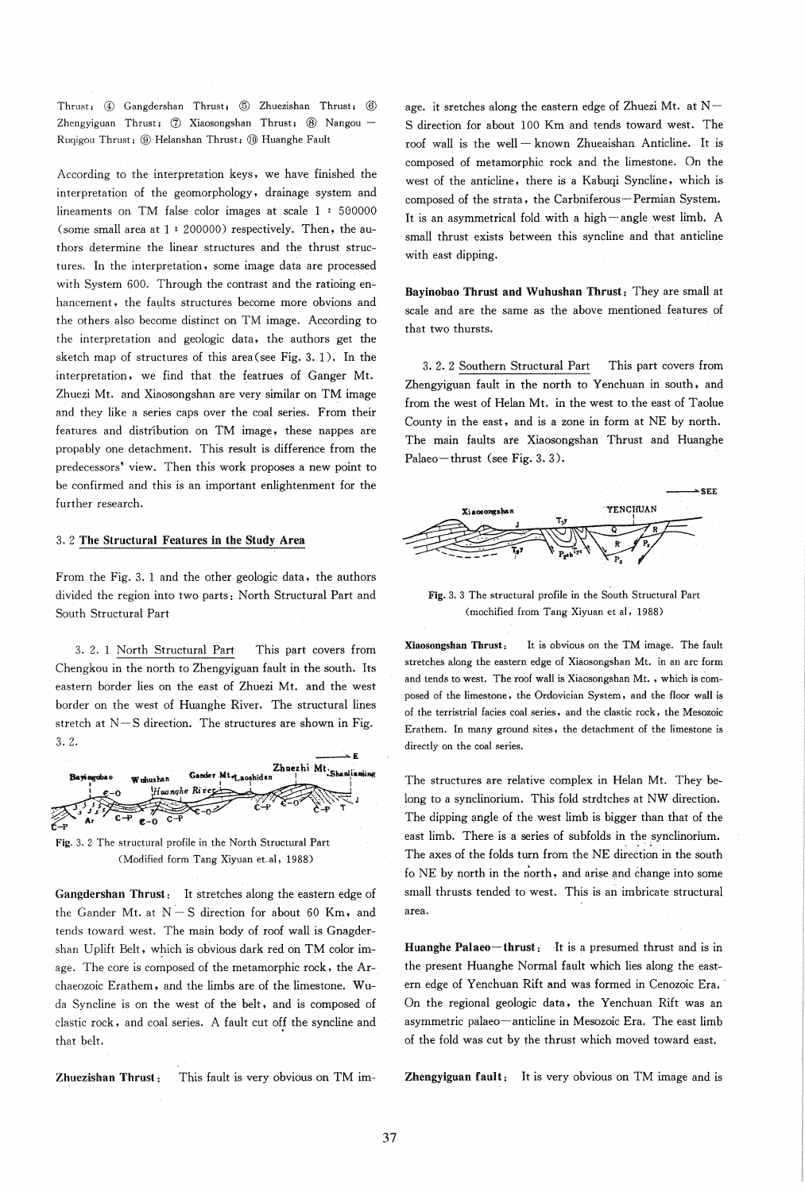Thrust; ④ Gangdershan Thrust; ⑤ Zhuezishan Thrust; ⑥ Zhengyiguan Thrust; ⑦ Xiaosongshan Thrust; ⑧ Nangou－Ruqigou Thrust; ⑨ Helanshan Thrust; ⑩ Huanghe Fault

According to the interpretation keys, we have finished the interpretation of the geomorphology, drainage system and lineaments on TM false color images at scale 1 : 500000 (some small area at 1 : 200000) respectively. Then, the authors determine the linear structures and the thrust structures. In the interpretation, some image data are processed with System 600. Through the contrast and the ratioing enhancement, the faults structures become more obvions and the others also become distinct on TM image. According to the interpretation and geologic data, the authors get the sketch map of structures of this area (see Fig. 3. 1). In the interpretation, we find that the featrues of Ganger Mt. Zhuezi Mt. and Xiaosongshan are very similar on TM image and they like a series caps over the coal series. From their features and distribution on TM image, these nappes are propably one detachment. This result is difference from the predecessors' view. Then this work proposes a new point to be confirmed and this is an important enlightenment for the further research.

## 3. 2 The Structural Features in the Study Area

From the Fig. 3. 1 and the other geologic data, the authors divided the region into two parts: North Structural Part and South Structural Part

### 3. 2. 1 North Structural Part

This part covers from Chengkou in the north to Zhengyiguan fault in the south. Its eastern border lies on the east of Zhuezi Mt. and the west border on the west of Huanghe River. The structural lines stretch at N－S direction. The structures are shown in Fig. 3. 2.

E
Bayinobao
Wuhushan
Gander Mt.
Laoshidan
Zhuezhi Mt.
Shanliaming
Huanghe River
€-O
Ar
C-P
€-O
C-P
C-P
€-O
C-P
T
J

Fig. 3. 2 The structural profile in the North Structural Part (Modified form Tang Xiyuan et.al, 1988)

**Gangdershan Thrust:** It stretches along the eastern edge of the Gander Mt. at N－S direction for about 60 Km, and tends toward west. The main body of roof wall is Gnagdershan Uplift Belt, which is obvious dark red on TM color image. The core is composed of the metamorphic rock, the Archaeozoic Erathem, and the limbs are of the limestone. Wuda Syncline is on the west of the belt, and is composed of clastic rock, and coal series. A fault cut off the syncline and that belt.

**Zhuezishan Thrust:** This fault is very obvious on TM image. it sretches along the eastern edge of Zhuezi Mt. at N－S direction for about 100 Km and tends toward west. The roof wall is the well－known Zhueaishan Anticline. It is composed of metamorphic rock and the limestone. On the west of the anticline, there is a Kabuqi Syncline, which is composed of the strata, the Carbniferous－Permian System. It is an asymmetrical fold with a high－angle west limb. A small thrust exists between this syncline and that anticline with east dipping.

**Bayinobao Thrust and Wuhushan Thrust:** They are small at scale and are the same as the above mentioned features of that two thursts.

### 3. 2. 2 Southern Structural Part

This part covers from Zhengyiguan fault in the north to Yenchuan in south, and from the west of Helan Mt. in the west to the east of Taolue County in the east, and is a zone in form at NE by north. The main faults are Xiaosongshan Thrust and Huanghe Palaeo－thrust (see Fig. 3. 3).

SEE
Xiaosongshan
YENCHUAN
J
$T_3y$
Q
R
R
$P_z$
$T_3y$
$P_2sh$
$T_{2z}$
$P_z$

Fig. 3. 3 The structural profile in the South Structural Part (mochified from Tang Xiyuan et al, 1988)

**Xiaosongshan Thrust:** It is obvious on the TM image. The fault stretches along the eastern edge of Xiaosongshan Mt. in an arc form and tends to west. The roof wall is Xiaosongshan Mt., which is composed of the limestone, the Ordovician System, and the floor wall is of the terristrial facies coal series, and the clastic rock, the Mesozoic Erathem. In many ground sites, the detachment of the limestone is directly on the coal series.

The structures are relative complex in Helan Mt. They belong to a synclinorium. This fold strdtches at NW direction. The dipping angle of the west limb is bigger than that of the east limb. There is a series of subfolds in the synclinorium. The axes of the folds turn from the NE direction in the south fo NE by north in the north, and arise and change into some small thrusts tended to west. This is an imbricate structural area.

**Huanghe Palaeo－thrust:** It is a presumed thrust and is in the present Huanghe Normal fault which lies along the eastern edge of Yenchuan Rift and was formed in Cenozoic Era. On the regional geologic data, the Yenchuan Rift was an asymmetric palaeo－anticline in Mesozoic Era. The east limb of the fold was cut by the thrust which moved toward east.

**Zhengyiguan fault:** It is very obvious on TM image and is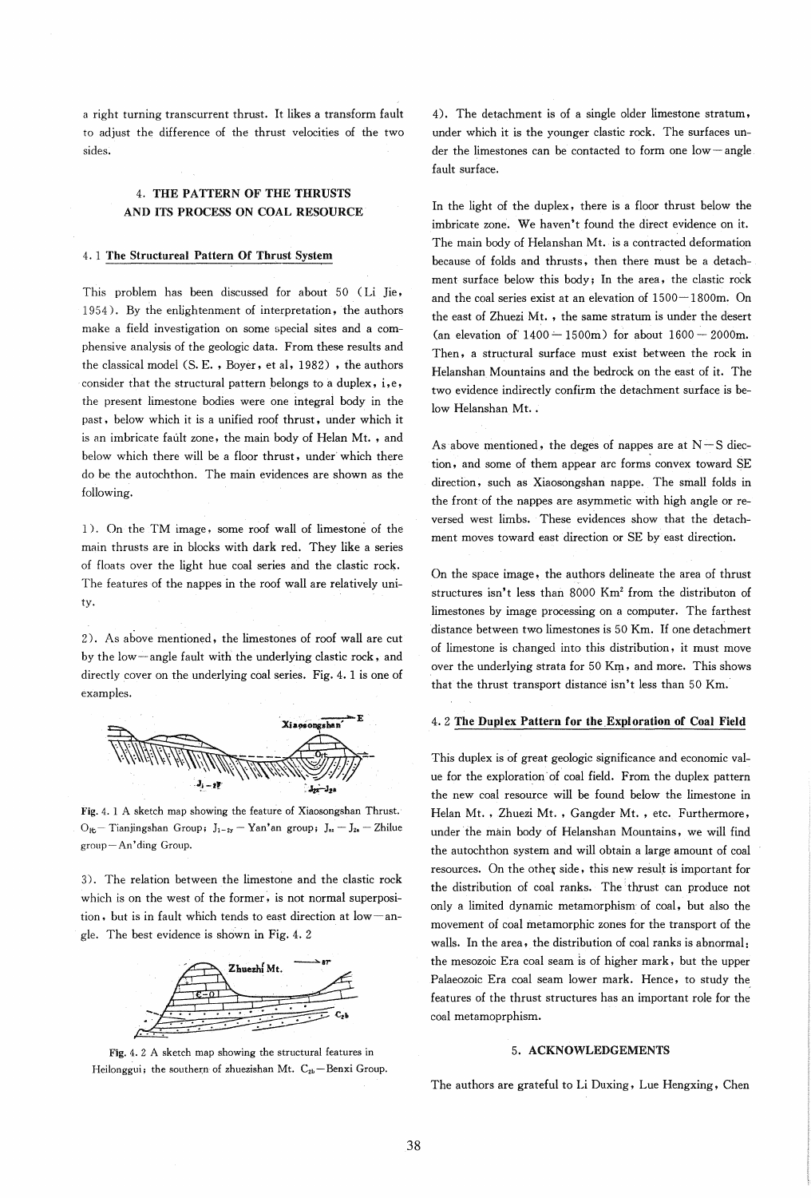a right turning transcurrent thrust. It likes a transform fault to adjust the difference of the thrust velocities of the two sides.

## 4. THE PATTERN OF THE THRUSTS AND ITS PROCESS ON COAL RESOURCE

### 4.1 The Structureal Pattern Of Thrust System

This problem has been discussed for about 50 (Li Jie, 1954). By the enlightenment of interpretation, the authors make a field investigation on some special sites and a comphensive analysis of the geologic data. From these results and the classical model (S. E., Boyer, et al, 1982), the authors consider that the structural pattern belongs to a duplex, i,e, the present limestone bodies were one integral body in the past, below which it is a unified roof thrust, under which it is an imbricate fault zone, the main body of Helan Mt., and below which there will be a floor thrust, under which there do be the autochthon. The main evidences are shown as the following.

1). On the TM image, some roof wall of limestone of the main thrusts are in blocks with dark red. They like a series of floats over the light hue coal series and the clastic rock. The features of the nappes in the roof wall are relatively unity.

2). As above mentioned, the limestones of roof wall are cut by the low—angle fault with the underlying clastic rock, and directly cover on the underlying coal series. Fig. 4.1 is one of examples.

Fig. 4.1 A sketch map showing the feature of Xiaosongshan Thrust. $O_{lt}$ — Tianjingshan Group; $J_{1-2y}$ — Yan'an group; $J_{2z}$ — $J_{2a}$ — Zhilue group — An'ding Group.

3). The relation between the limestone and the clastic rock which is on the west of the former, is not normal superposition, but is in fault which tends to east direction at low—angle. The best evidence is shown in Fig. 4.2

Fig. 4.2 A sketch map showing the structural features in Heilonggui; the southern of zhuezishan Mt. $C_{2b}$ — Benxi Group.

4). The detachment is of a single older limestone stratum, under which it is the younger clastic rock. The surfaces under the limestones can be contacted to form one low—angle fault surface.

In the light of the duplex, there is a floor thrust below the imbricate zone. We haven't found the direct evidence on it. The main body of Helanshan Mt. is a contracted deformation because of folds and thrusts, then there must be a detachment surface below this body; In the area, the clastic rock and the coal series exist at an elevation of 1500—1800m. On the east of Zhuezi Mt., the same stratum is under the desert (an elevation of 1400—1500m) for about 1600—2000m. Then, a structural surface must exist between the rock in Helanshan Mountains and the bedrock on the east of it. The two evidence indirectly confirm the detachment surface is below Helanshan Mt..

As above mentioned, the deges of nappes are at N—S diection, and some of them appear arc forms convex toward SE direction, such as Xiaosongshan nappe. The small folds in the front of the nappes are asymmetic with high angle or reversed west limbs. These evidences show that the detachment moves toward east direction or SE by east direction.

On the space image, the authors delineate the area of thrust structures isn't less than 8000 $Km^2$ from the distributon of limestones by image processing on a computer. The farthest distance between two limestones is 50 Km. If one detachmert of limestone is changed into this distribution, it must move over the underlying strata for 50 Km, and more. This shows that the thrust transport distance isn't less than 50 Km.

### 4.2 The Duplex Pattern for the Exploration of Coal Field

This duplex is of great geologic significance and economic value for the exploration of coal field. From the duplex pattern the new coal resource will be found below the limestone in Helan Mt., Zhuezi Mt., Gangder Mt., etc. Furthermore, under the main body of Helanshan Mountains, we will find the autochthon system and will obtain a large amount of coal resources. On the other side, this new result is important for the distribution of coal ranks. The thrust can produce not only a limited dynamic metamorphism of coal, but also the movement of coal metamorphic zones for the transport of the walls. In the area, the distribution of coal ranks is abnormal; the mesozoic Era coal seam is of higher mark, but the upper Palaeozoic Era coal seam lower mark. Hence, to study the features of the thrust structures has an important role for the coal metamoprphism.

## 5. ACKNOWLEDGEMENTS

The authors are grateful to Li Duxing, Lue Hengxing, Chen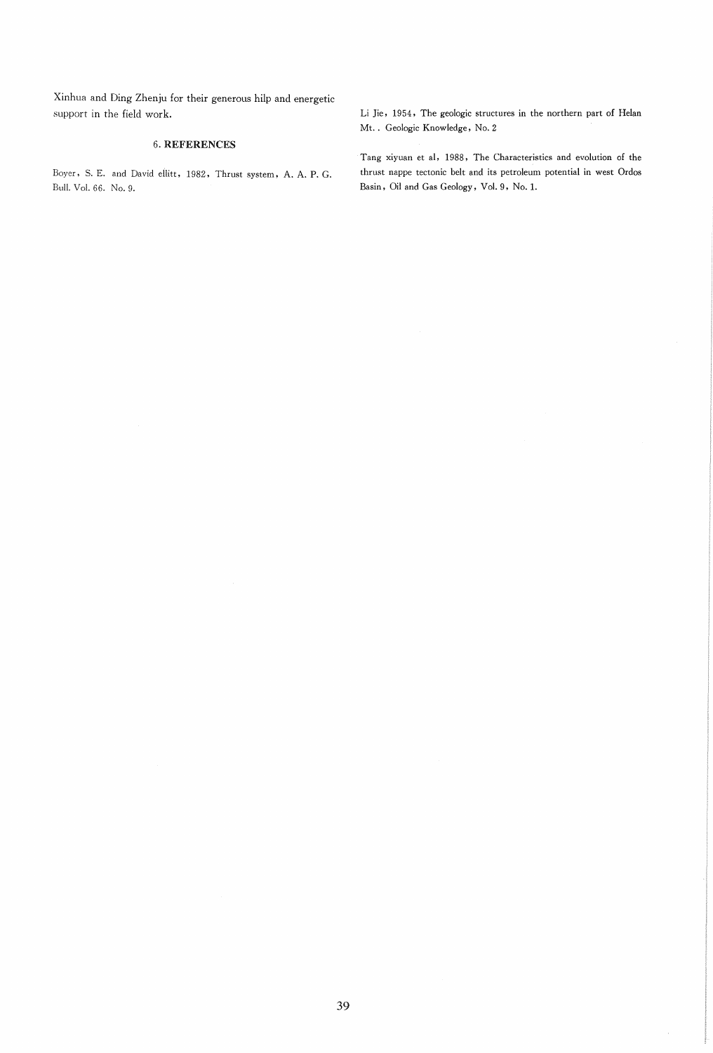Xinhua and Ding Zhenju for their generous hilp and energetic support in the field work.

### 6. REFERENCES

Boyer, S. E. and David ellitt, 1982, Thrust system, A. A. P. G. Bull. Vol. 66. No. 9.

Li Jie, 1954, The geologic structures in the northern part of Helan Mt.. Geologic Knowledge, No. 2

Tang xiyuan et al, 1988, The Characteristics and evolution of the thrust nappe tectonic belt and its petroleum potential in west Ordos Basin, Oil and Gas Geology, Vol. 9, No. 1.